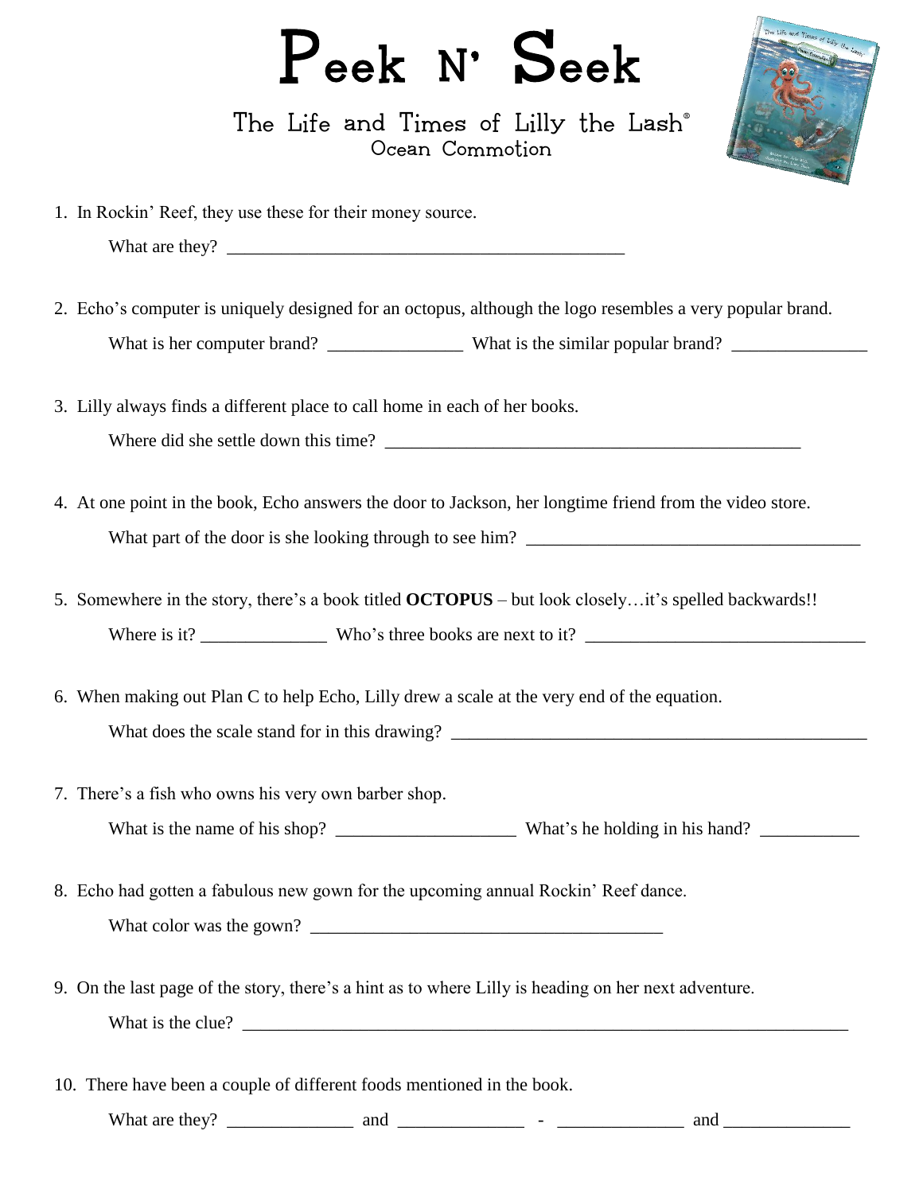# Peek N' Seek

## The Life and Times of Lilly the Lash®
### Ocean Commotion

1. In Rockin' Reef, they use these for their money source.

   What are they? ____________________________________________

2. Echo's computer is uniquely designed for an octopus, although the logo resembles a very popular brand.

   What is her computer brand? _______________ What is the similar popular brand? _______________

3. Lilly always finds a different place to call home in each of her books.

   Where did she settle down this time? _______________________________________________

4. At one point in the book, Echo answers the door to Jackson, her longtime friend from the video store.

   What part of the door is she looking through to see him? _____________________________________

5. Somewhere in the story, there's a book titled **OCTOPUS** – but look closely…it's spelled backwards!!

   Where is it? ______________ Who's three books are next to it? _______________________________

6. When making out Plan C to help Echo, Lilly drew a scale at the very end of the equation.

   What does the scale stand for in this drawing? _______________________________________________

7. There's a fish who owns his very own barber shop.

   What is the name of his shop? ____________________ What's he holding in his hand? ___________

8. Echo had gotten a fabulous new gown for the upcoming annual Rockin' Reef dance.

   What color was the gown? ________________________________________

9. On the last page of the story, there's a hint as to where Lilly is heading on her next adventure.

   What is the clue? _____________________________________________________________________

10. There have been a couple of different foods mentioned in the book.

    What are they? ______________ and ______________ - ______________ and ______________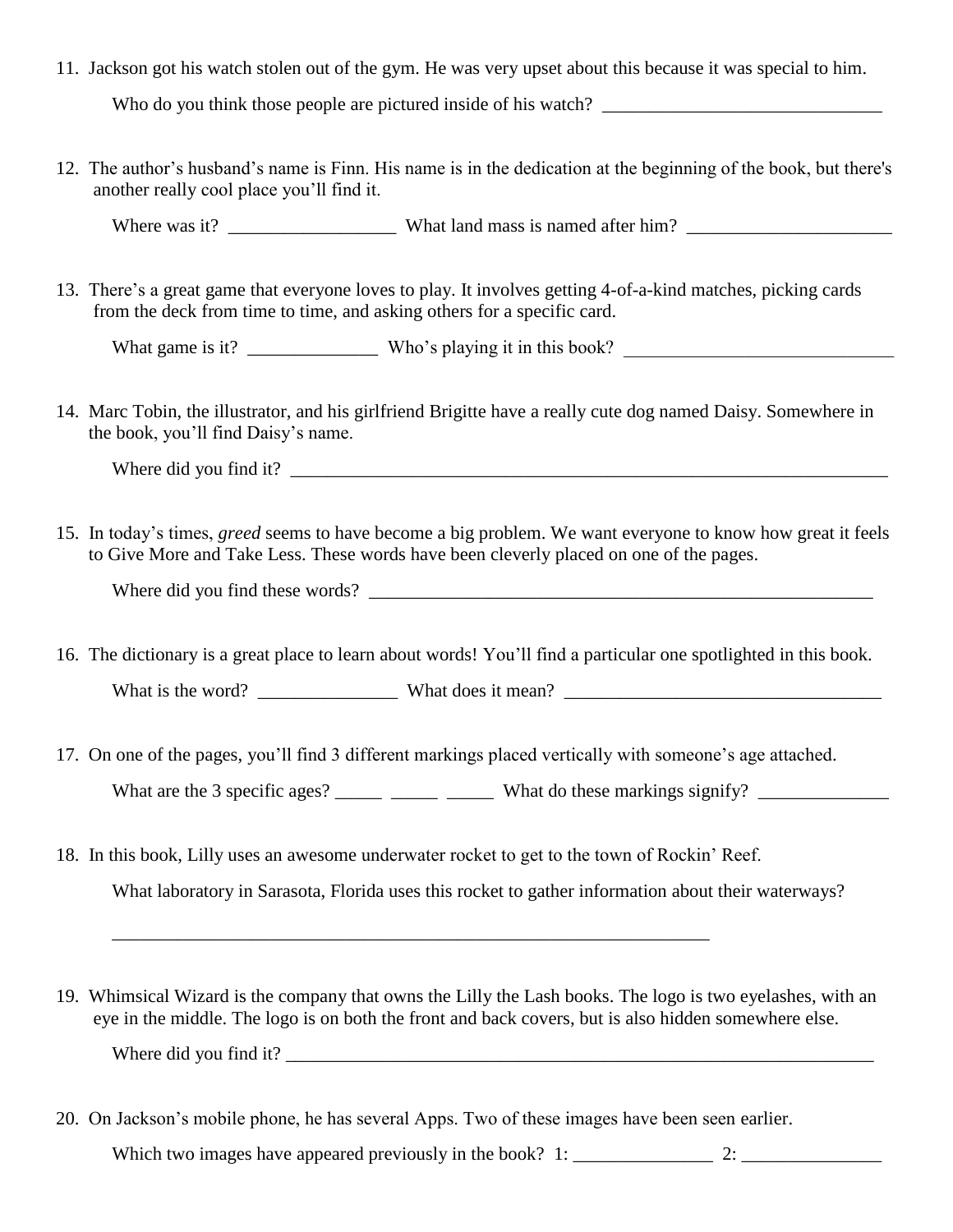11. Jackson got his watch stolen out of the gym. He was very upset about this because it was special to him.

    Who do you think those people are pictured inside of his watch? ______________________________

12. The author's husband's name is Finn. His name is in the dedication at the beginning of the book, but there's another really cool place you'll find it.

    Where was it? __________________ What land mass is named after him? ______________________

13. There's a great game that everyone loves to play. It involves getting 4-of-a-kind matches, picking cards from the deck from time to time, and asking others for a specific card.

    What game is it? ______________ Who's playing it in this book? _____________________________

14. Marc Tobin, the illustrator, and his girlfriend Brigitte have a really cute dog named Daisy. Somewhere in the book, you'll find Daisy's name.

    Where did you find it? _____________________________________________________________________

15. In today's times, *greed* seems to have become a big problem. We want everyone to know how great it feels to Give More and Take Less. These words have been cleverly placed on one of the pages.

    Where did you find these words? _________________________________________________________

16. The dictionary is a great place to learn about words! You'll find a particular one spotlighted in this book.

    What is the word? _______________ What does it mean? __________________________________

17. On one of the pages, you'll find 3 different markings placed vertically with someone's age attached.

    What are the 3 specific ages? _____ _____ _____ What do these markings signify? ______________

18. In this book, Lilly uses an awesome underwater rocket to get to the town of Rockin' Reef.

    What laboratory in Sarasota, Florida uses this rocket to gather information about their waterways?

    _________________________________________________________________

19. Whimsical Wizard is the company that owns the Lilly the Lash books. The logo is two eyelashes, with an eye in the middle. The logo is on both the front and back covers, but is also hidden somewhere else.

    Where did you find it? ____________________________________________________________________

20. On Jackson's mobile phone, he has several Apps. Two of these images have been seen earlier.

    Which two images have appeared previously in the book? 1: _______________ 2: _______________